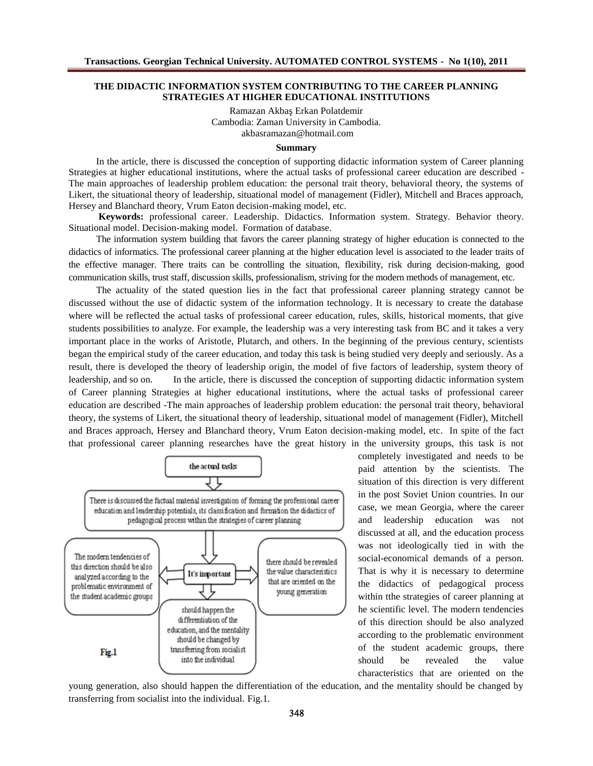# THE DIDACTIC INFORMATION SYSTEM CONTRIBUTING TO THE CAREER PLANNING STRATEGIES AT HIGHER EDUCATIONAL INSTITUTIONS

Ramazan Akbaş Erkan Polatdemir
Cambodia: Zaman University in Cambodia.
akbasramazan@hotmail.com

## Summary

In the article, there is discussed the conception of supporting didactic information system of Career planning Strategies at higher educational institutions, where the actual tasks of professional career education are described - The main approaches of leadership problem education: the personal trait theory, behavioral theory, the systems of Likert, the situational theory of leadership, situational model of management (Fidler), Mitchell and Braces approach, Hersey and Blanchard theory, Vrum Eaton decision-making model, etc.

**Keywords:** professional career. Leadership. Didactics. Information system. Strategy. Behavior theory. Situational model. Decision-making model. Formation of database.

The information system building that favors the career planning strategy of higher education is connected to the didactics of informatics. The professional career planning at the higher education level is associated to the leader traits of the effective manager. There traits can be controlling the situation, flexibility, risk during decision-making, good communication skills, trust staff, discussion skills, professionalism, striving for the modern methods of management, etc.

The actuality of the stated question lies in the fact that professional career planning strategy cannot be discussed without the use of didactic system of the information technology. It is necessary to create the database where will be reflected the actual tasks of professional career education, rules, skills, historical moments, that give students possibilities to analyze. For example, the leadership was a very interesting task from BC and it takes a very important place in the works of Aristotle, Plutarch, and others. In the beginning of the previous century, scientists began the empirical study of the career education, and today this task is being studied very deeply and seriously. As a result, there is developed the theory of leadership origin, the model of five factors of leadership, system theory of leadership, and so on. In the article, there is discussed the conception of supporting didactic information system of Career planning Strategies at higher educational institutions, where the actual tasks of professional career education are described -The main approaches of leadership problem education: the personal trait theory, behavioral theory, the systems of Likert, the situational theory of leadership, situational model of management (Fidler), Mitchell and Braces approach, Hersey and Blanchard theory, Vrum Eaton decision-making model, etc. In spite of the fact that professional career planning researches have the great history in the university groups, this task is not completely investigated and needs to be paid attention by the scientists. The situation of this direction is very different in the post Soviet Union countries. In our case, we mean Georgia, where the career and leadership education was not discussed at all, and the education process was not ideologically tied in with the social-economical demands of a person. That is why it is necessary to determine the didactics of pedagogical process within tthe strategies of career planning at he scientific level. The modern tendencies of this direction should be also analyzed according to the problematic environment of the student academic groups, there should be revealed the value characteristics that are oriented on the young generation, also should happen the differentiation of the education, and the mentality should be changed by transferring from socialist into the individual. Fig.1.

the actual tasks

There is discussed the factual material investigation of forming the professional career education and leadership potentials, its classification and formation the didactics of pedagogical process within the strategies of career planning

It's important

The modern tendencies of this direction should be also analyzed according to the problematic environment of the student academic groups

there should be revealed the value characteristics that are oriented on the young generation

should happen the differentiation of the education, and the mentality should be changed by transferring from socialist into the individual

Fig.1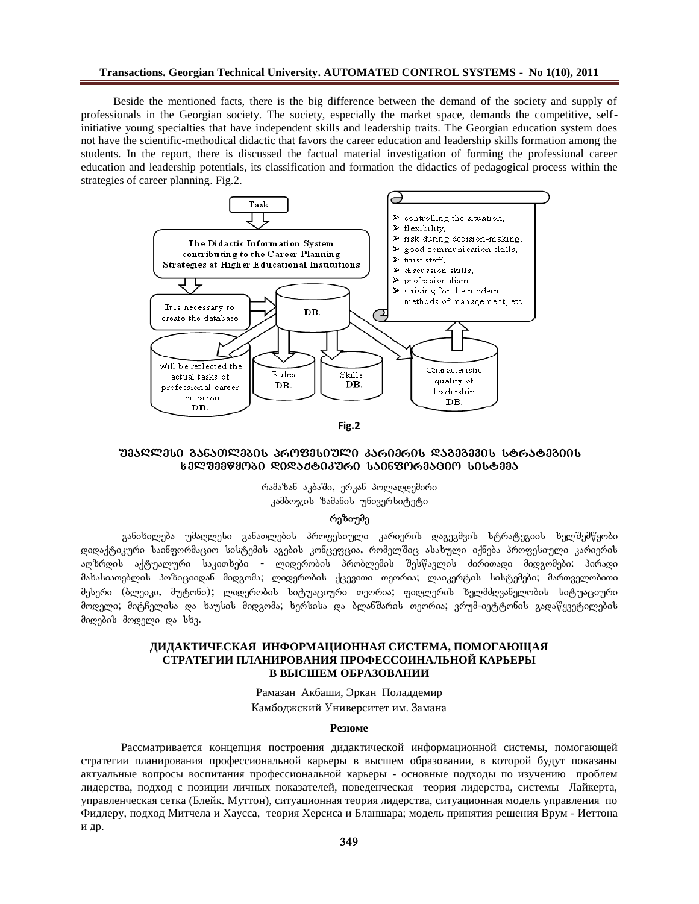Beside the mentioned facts, there is the big difference between the demand of the society and supply of professionals in the Georgian society. The society, especially the market space, demands the competitive, self-initiative young specialties that have independent skills and leadership traits. The Georgian education system does not have the scientific-methodical didactic that favors the career education and leadership skills formation among the students. In the report, there is discussed the factual material investigation of forming the professional career education and leadership potentials, its classification and formation the didactics of pedagogical process within the strategies of career planning. Fig.2.

Task

The Didactic Information System contributing to the Career Planning Strategies at Higher Educational Institutions

It is necessary to create the database

DB.

- controlling the situation,
- flexibility,
- risk during decision-making,
- good communication skills,
- trust staff,
- discussion skills,
- professionalism,
- striving for the modern methods of management, etc.

Will be reflected the actual tasks of professional career education DB.

Rules DB.

Skills DB.

Characteristic quality of leadership DB.

**Fig.2**

### უმაღლესი განათლების პროფესიული კარიერის დაგეგმვის სტრატეგიის ხელშემწყობი დიდაქტიკური საინფორმაციო სისტემა

რამაზან აკბაში, ერკან პოლადდემირი
კამბოჯის ზამანის უნივერსიტეტი

**რეზიუმე**

განიხილება უმაღლესი განათლების პროფესიული კარიერის დაგეგმვის სტრატეგიის ხელშემწყობი დიდაქტიკური საინფორმაციო სისტემის აგების კონცეფცია, რომელშიც ასახული იქნება პროფესიული კარიერის აღზრდის აქტუალური საკითხები - ლიდერობის პრობლემის შესწავლის ძირითადი მიდგომები: პირადი მახასიათებლის პოზიციიდან მიდგომა; ლიდერობის ქცევითი თეორია; ლაიკერტის სისტემები; მართველობითი მესერი (ბლეიკი, მუტონი); ლიდერობის სიტუაციური თეორია; ფიდლერის ხელმძღვანელობის სიტუაციური მოდელი; მიტჩელისა და ხაუსის მიდგომა; ხერსისა და ბლანშარის თეორია; ვრუმ-იეტტონის გადაწყვეტილების მიღების მოდელი და სხვ.

### ДИДАКТИЧЕСКАЯ ИНФОРМАЦИОННАЯ СИСТЕМА, ПОМОГАЮЩАЯ СТРАТЕГИИ ПЛАНИРОВАНИЯ ПРОФЕССОИНАЛЬНОЙ КАРЬЕРЫ В ВЫСШЕМ ОБРАЗОВАНИИ

Рамазан Акбаши, Эркан Поладдемир
Камбоджский Университет им. Замана

**Резюме**

Рассматривается концепция построения дидактической информационной системы, помогающей стратегии планирования профессиональной карьеры в высшем образовании, в которой будут показаны актуальные вопросы воспитания профессиональной карьеры - основные подходы по изучению проблем лидерства, подход с позиции личных показателей, поведенческая теория лидерства, системы Лайкерта, управленческая сетка (Блейк. Муттон), ситуационная теория лидерства, ситуационная модель управления по Фидлеру, подход Митчела и Хаусса, теория Херсиса и Бланшара; модель принятия решения Врум - Иеттона и др.